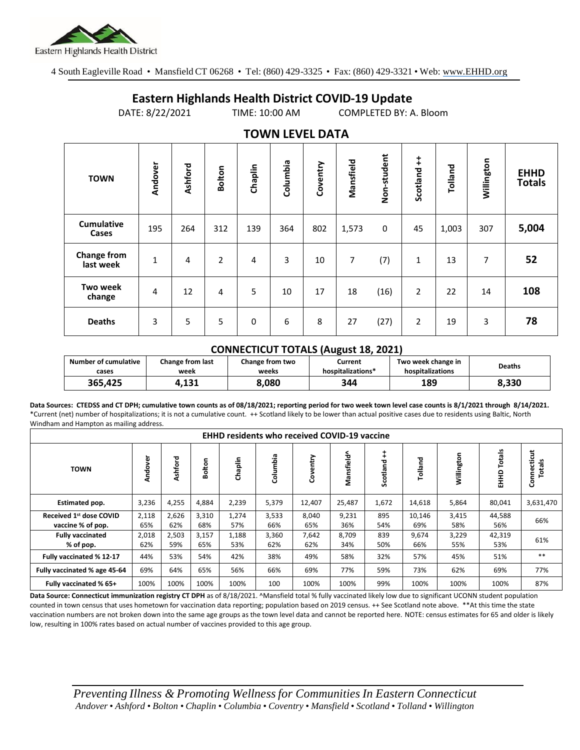Eastern Highlands Health District

4 South Eagleville Road • Mansfield CT 06268 • Tel: (860) 429-3325 • Fax: (860) 429-3321 • Web: www.EHHD.org

# Eastern Highlands Health District COVID-19 Update

DATE: 8/22/2021 TIME: 10:00 AM COMPLETED BY: A. Bloom

## TOWN LEVEL DATA

| TOWN | Andover | Ashford | Bolton | Chaplin | Columbia | Coventry | Mansfield | Non-student | Scotland ++ | Tolland | Willington | EHHD Totals |
|---|---|---|---|---|---|---|---|---|---|---|---|---|
| Cumulative Cases | 195 | 264 | 312 | 139 | 364 | 802 | 1,573 | 0 | 45 | 1,003 | 307 | **5,004** |
| Change from last week | 1 | 4 | 2 | 4 | 3 | 10 | 7 | (7) | 1 | 13 | 7 | **52** |
| Two week change | 4 | 12 | 4 | 5 | 10 | 17 | 18 | (16) | 2 | 22 | 14 | **108** |
| Deaths | 3 | 5 | 5 | 0 | 6 | 8 | 27 | (27) | 2 | 19 | 3 | **78** |

## CONNECTICUT TOTALS (August 18, 2021)

| Number of cumulative cases | Change from last week | Change from two weeks | Current hospitalizations* | Two week change in hospitalizations | Deaths |
|---|---|---|---|---|---|
| **365,425** | **4,131** | **8,080** | **344** | **189** | **8,330** |

**Data Sources: CTEDSS and CT DPH; cumulative town counts as of 08/18/2021; reporting period for two week town level case counts is 8/1/2021 through 8/14/2021.**
*Current (net) number of hospitalizations; it is not a cumulative count. ++ Scotland likely to be lower than actual positive cases due to residents using Baltic, North Windham and Hampton as mailing address.

| EHHD residents who received COVID-19 vaccine | | | | | | | | | | | | |
|---|---|---|---|---|---|---|---|---|---|---|---|---|
| TOWN | Andover | Ashford | Bolton | Chaplin | Columbia | Coventry | Mansfield^ | Scotland ++ | Tolland | Willington | EHHD Totals | Connecticut Totals |
| Estimated pop. | 3,236 | 4,255 | 4,884 | 2,239 | 5,379 | 12,407 | 25,487 | 1,672 | 14,618 | 5,864 | 80,041 | 3,631,470 |
| Received 1st dose COVID vaccine % of pop. | 2,118 65% | 2,626 62% | 3,310 68% | 1,274 57% | 3,533 66% | 8,040 65% | 9,231 36% | 895 54% | 10,146 69% | 3,415 58% | 44,588 56% | 66% |
| Fully vaccinated % of pop. | 2,018 62% | 2,503 59% | 3,157 65% | 1,188 53% | 3,360 62% | 7,642 62% | 8,709 34% | 839 50% | 9,674 66% | 3,229 55% | 42,319 53% | 61% |
| Fully vaccinated % 12-17 | 44% | 53% | 54% | 42% | 38% | 49% | 58% | 32% | 57% | 45% | 51% | ** |
| Fully vaccinated % age 45-64 | 69% | 64% | 65% | 56% | 66% | 69% | 77% | 59% | 73% | 62% | 69% | 77% |
| Fully vaccinated % 65+ | 100% | 100% | 100% | 100% | 100 | 100% | 100% | 99% | 100% | 100% | 100% | 87% |

**Data Source: Connecticut immunization registry CT DPH** as of 8/18/2021. ^Mansfield total % fully vaccinated likely low due to significant UCONN student population counted in town census that uses hometown for vaccination data reporting; population based on 2019 census. ++ See Scotland note above. **At this time the state vaccination numbers are not broken down into the same age groups as the town level data and cannot be reported here. NOTE: census estimates for 65 and older is likely low, resulting in 100% rates based on actual number of vaccines provided to this age group.

*Preventing Illness & Promoting Wellness for Communities In Eastern Connecticut*
*Andover • Ashford • Bolton • Chaplin • Columbia • Coventry • Mansfield • Scotland • Tolland • Willington*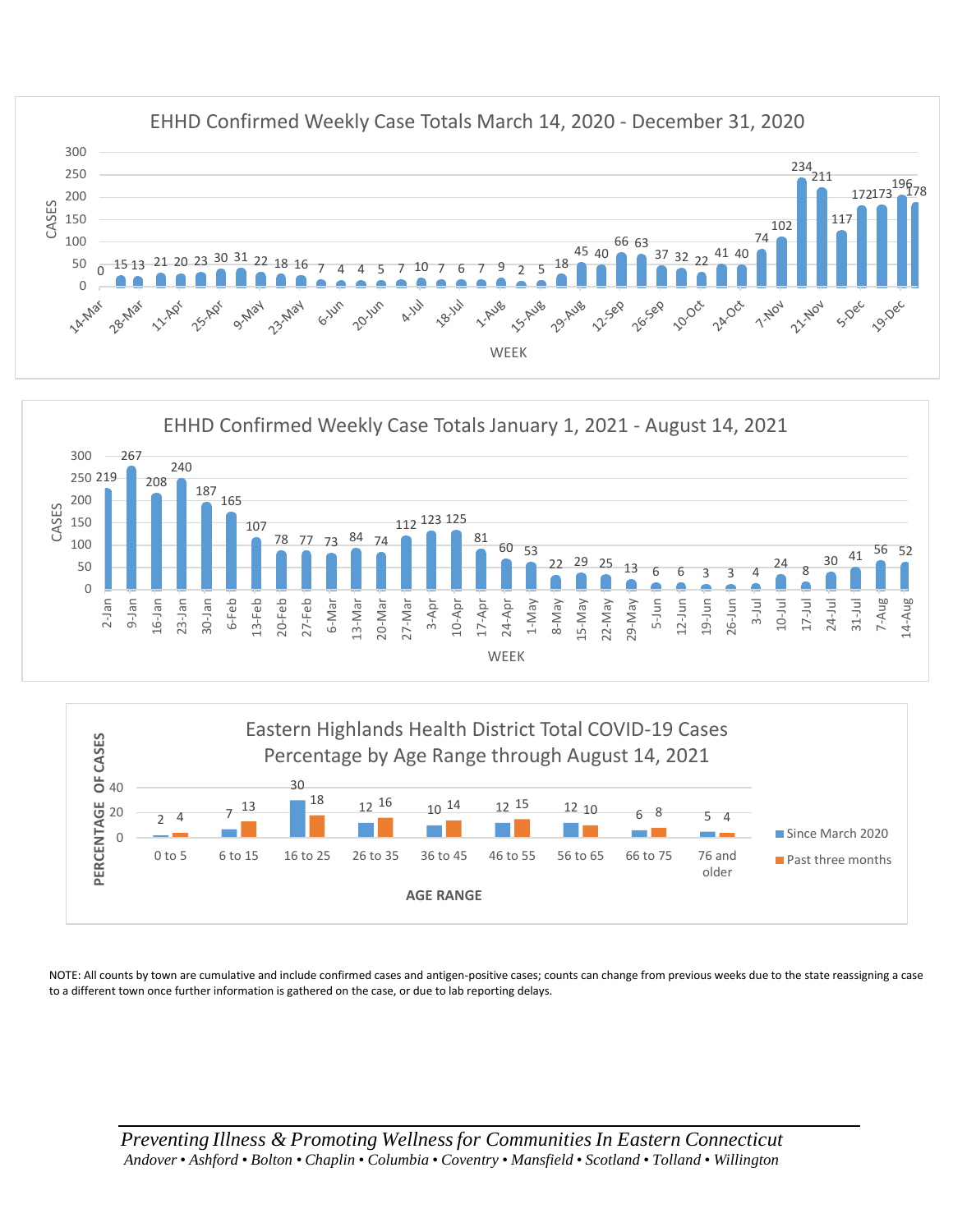EHHD Confirmed Weekly Case Totals March 14, 2020 - December 31, 2020

CASES

300
250
200
150
100
50
0

0 15 13 21 20 23 30 31 22 18 16 7 4 4 5 7 10 7 6 7 9 2 5 18 45 40 66 63 37 32 22 41 40 74 102 234 211 117 172 173 196 178

14-Mar 28-Mar 11-Apr 25-Apr 9-May 23-May 6-Jun 20-Jun 4-Jul 18-Jul 1-Aug 15-Aug 29-Aug 12-Sep 26-Sep 10-Oct 24-Oct 7-Nov 21-Nov 5-Dec 19-Dec

WEEK

EHHD Confirmed Weekly Case Totals January 1, 2021 - August 14, 2021

CASES

300
250
200
150
100
50
0

219 267 208 240 187 165 107 78 77 73 84 74 112 123 125 81 60 53 22 29 25 13 6 6 3 3 4 24 8 30 41 56 52

2-Jan 9-Jan 16-Jan 23-Jan 30-Jan 6-Feb 13-Feb 20-Feb 27-Feb 6-Mar 13-Mar 20-Mar 27-Mar 3-Apr 10-Apr 17-Apr 24-Apr 1-May 8-May 15-May 22-May 29-May 5-Jun 12-Jun 19-Jun 26-Jun 3-Jul 10-Jul 17-Jul 24-Jul 31-Jul 7-Aug 14-Aug

WEEK

Eastern Highlands Health District Total COVID-19 Cases
Percentage by Age Range through August 14, 2021

PERCENTAGE OF CASES

40
20
0

0 to 5: 2, 4
6 to 15: 7, 13
16 to 25: 30, 18
26 to 35: 12, 16
36 to 45: 10, 14
46 to 55: 12, 15
56 to 65: 12, 10
66 to 75: 6, 8
76 and older: 5, 4

AGE RANGE

Since March 2020
Past three months

NOTE: All counts by town are cumulative and include confirmed cases and antigen-positive cases; counts can change from previous weeks due to the state reassigning a case to a different town once further information is gathered on the case, or due to lab reporting delays.

*Preventing Illness & Promoting Wellness for Communities In Eastern Connecticut*
*Andover • Ashford • Bolton • Chaplin • Columbia • Coventry • Mansfield • Scotland • Tolland • Willington*